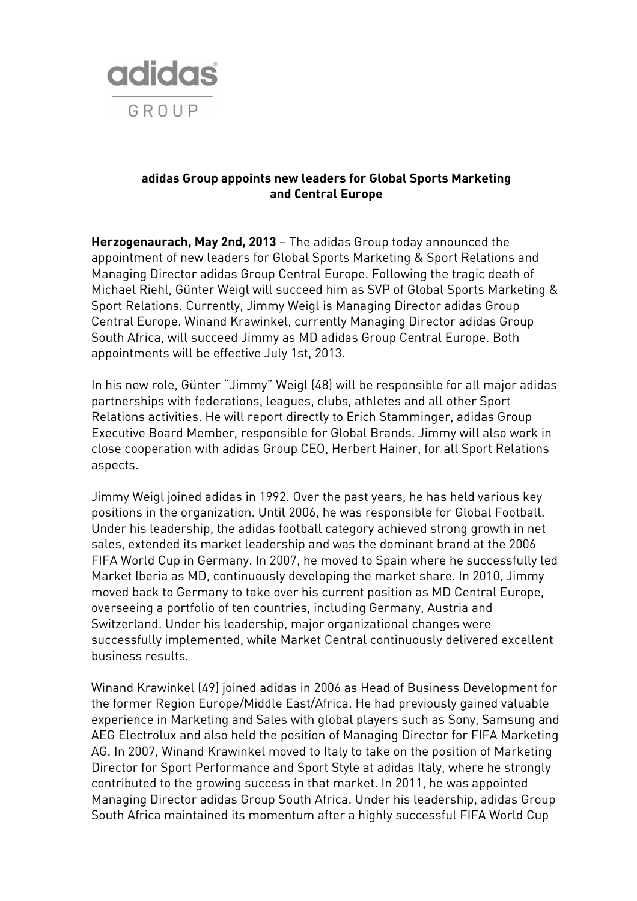adidas GROUP

**adidas Group appoints new leaders for Global Sports Marketing and Central Europe**

**Herzogenaurach, May 2nd, 2013** – The adidas Group today announced the appointment of new leaders for Global Sports Marketing & Sport Relations and Managing Director adidas Group Central Europe. Following the tragic death of Michael Riehl, Günter Weigl will succeed him as SVP of Global Sports Marketing & Sport Relations. Currently, Jimmy Weigl is Managing Director adidas Group Central Europe. Winand Krawinkel, currently Managing Director adidas Group South Africa, will succeed Jimmy as MD adidas Group Central Europe. Both appointments will be effective July 1st, 2013.

In his new role, Günter "Jimmy" Weigl (48) will be responsible for all major adidas partnerships with federations, leagues, clubs, athletes and all other Sport Relations activities. He will report directly to Erich Stamminger, adidas Group Executive Board Member, responsible for Global Brands. Jimmy will also work in close cooperation with adidas Group CEO, Herbert Hainer, for all Sport Relations aspects.

Jimmy Weigl joined adidas in 1992. Over the past years, he has held various key positions in the organization. Until 2006, he was responsible for Global Football. Under his leadership, the adidas football category achieved strong growth in net sales, extended its market leadership and was the dominant brand at the 2006 FIFA World Cup in Germany. In 2007, he moved to Spain where he successfully led Market Iberia as MD, continuously developing the market share. In 2010, Jimmy moved back to Germany to take over his current position as MD Central Europe, overseeing a portfolio of ten countries, including Germany, Austria and Switzerland. Under his leadership, major organizational changes were successfully implemented, while Market Central continuously delivered excellent business results.

Winand Krawinkel (49) joined adidas in 2006 as Head of Business Development for the former Region Europe/Middle East/Africa. He had previously gained valuable experience in Marketing and Sales with global players such as Sony, Samsung and AEG Electrolux and also held the position of Managing Director for FIFA Marketing AG. In 2007, Winand Krawinkel moved to Italy to take on the position of Marketing Director for Sport Performance and Sport Style at adidas Italy, where he strongly contributed to the growing success in that market. In 2011, he was appointed Managing Director adidas Group South Africa. Under his leadership, adidas Group South Africa maintained its momentum after a highly successful FIFA World Cup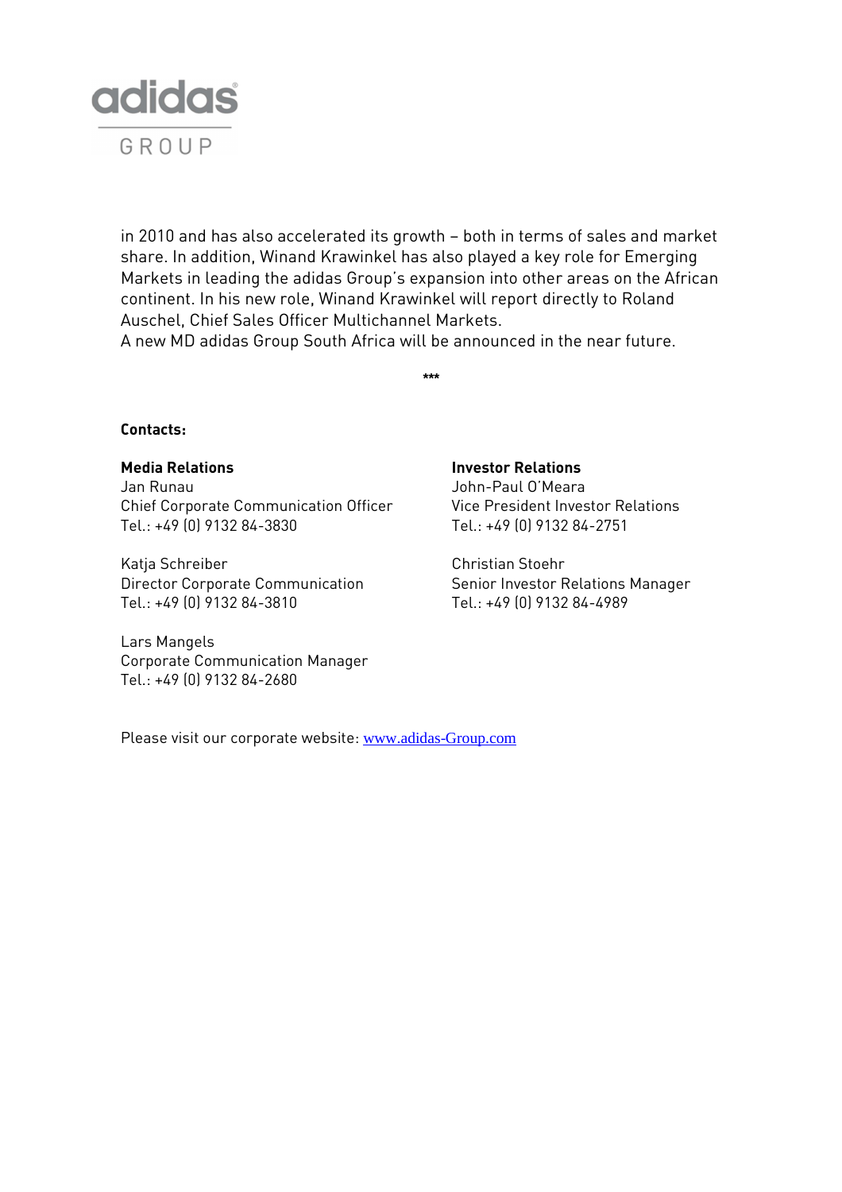in 2010 and has also accelerated its growth – both in terms of sales and market share. In addition, Winand Krawinkel has also played a key role for Emerging Markets in leading the adidas Group's expansion into other areas on the African continent. In his new role, Winand Krawinkel will report directly to Roland Auschel, Chief Sales Officer Multichannel Markets.
A new MD adidas Group South Africa will be announced in the near future.

***

**Contacts:**

**Media Relations**

Jan Runau
Chief Corporate Communication Officer
Tel.: +49 (0) 9132 84-3830

Katja Schreiber
Director Corporate Communication
Tel.: +49 (0) 9132 84-3810

Lars Mangels
Corporate Communication Manager
Tel.: +49 (0) 9132 84-2680

**Investor Relations**

John-Paul O'Meara
Vice President Investor Relations
Tel.: +49 (0) 9132 84-2751

Christian Stoehr
Senior Investor Relations Manager
Tel.: +49 (0) 9132 84-4989

Please visit our corporate website: [www.adidas-Group.com](http://www.adidas-Group.com)